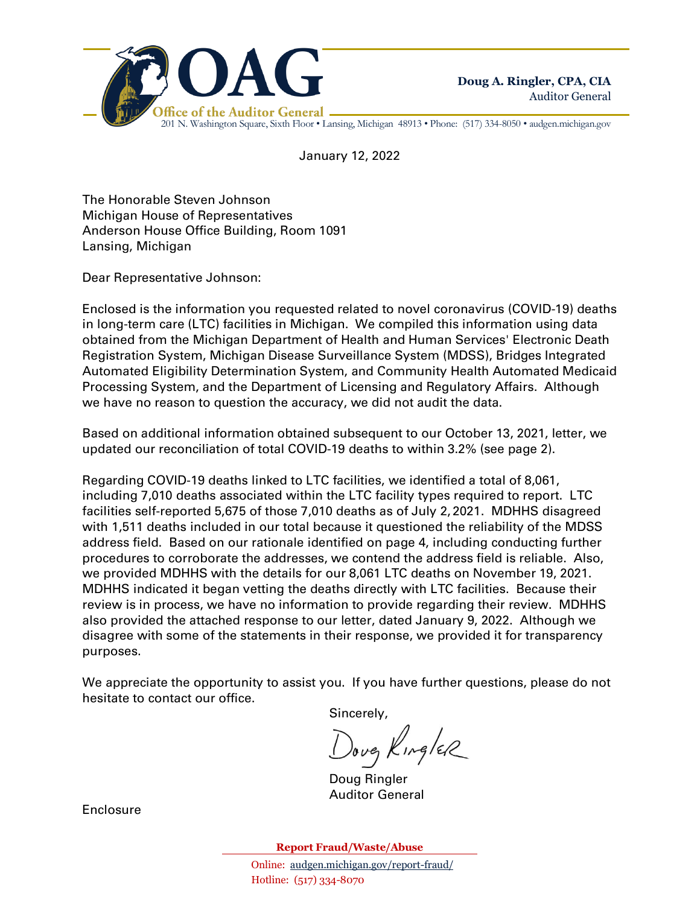**OAG**

**Office of the Auditor General**

201 N. Washington Square, Sixth Floor • Lansing, Michigan 48913 • Phone: (517) 334-8050 • audgen.michigan.gov

**Doug A. Ringler, CPA, CIA**
Auditor General

January 12, 2022

The Honorable Steven Johnson
Michigan House of Representatives
Anderson House Office Building, Room 1091
Lansing, Michigan

Dear Representative Johnson:

Enclosed is the information you requested related to novel coronavirus (COVID-19) deaths in long-term care (LTC) facilities in Michigan. We compiled this information using data obtained from the Michigan Department of Health and Human Services' Electronic Death Registration System, Michigan Disease Surveillance System (MDSS), Bridges Integrated Automated Eligibility Determination System, and Community Health Automated Medicaid Processing System, and the Department of Licensing and Regulatory Affairs. Although we have no reason to question the accuracy, we did not audit the data.

Based on additional information obtained subsequent to our October 13, 2021, letter, we updated our reconciliation of total COVID-19 deaths to within 3.2% (see page 2).

Regarding COVID-19 deaths linked to LTC facilities, we identified a total of 8,061, including 7,010 deaths associated within the LTC facility types required to report. LTC facilities self-reported 5,675 of those 7,010 deaths as of July 2, 2021. MDHHS disagreed with 1,511 deaths included in our total because it questioned the reliability of the MDSS address field. Based on our rationale identified on page 4, including conducting further procedures to corroborate the addresses, we contend the address field is reliable. Also, we provided MDHHS with the details for our 8,061 LTC deaths on November 19, 2021. MDHHS indicated it began vetting the deaths directly with LTC facilities. Because their review is in process, we have no information to provide regarding their review. MDHHS also provided the attached response to our letter, dated January 9, 2022. Although we disagree with some of the statements in their response, we provided it for transparency purposes.

We appreciate the opportunity to assist you. If you have further questions, please do not hesitate to contact our office.

Sincerely,

Doug Ringler
Auditor General

Enclosure

**Report Fraud/Waste/Abuse**
Online: audgen.michigan.gov/report-fraud/
Hotline: (517) 334-8070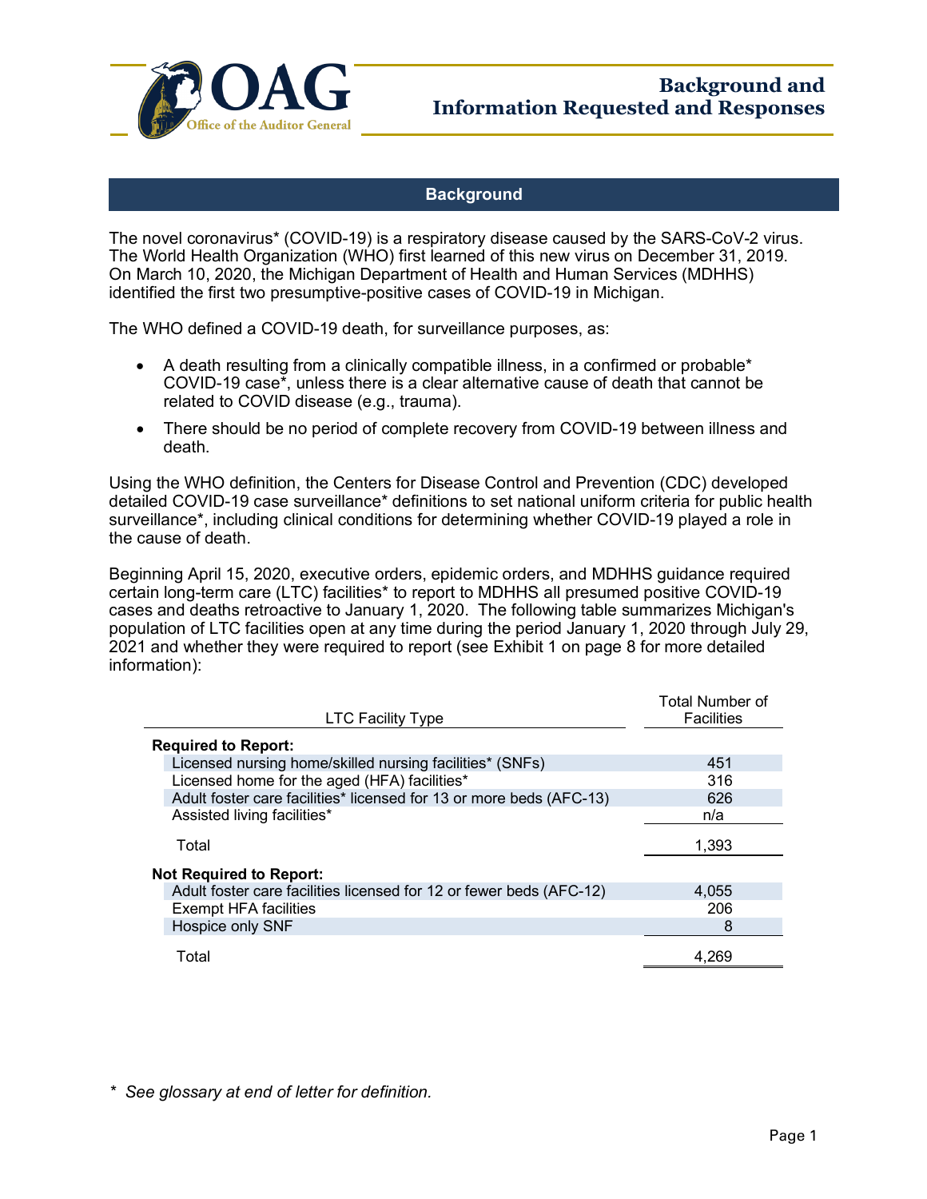## Background

The novel coronavirus* (COVID-19) is a respiratory disease caused by the SARS-CoV-2 virus. The World Health Organization (WHO) first learned of this new virus on December 31, 2019. On March 10, 2020, the Michigan Department of Health and Human Services (MDHHS) identified the first two presumptive-positive cases of COVID-19 in Michigan.

The WHO defined a COVID-19 death, for surveillance purposes, as:

- A death resulting from a clinically compatible illness, in a confirmed or probable* COVID-19 case*, unless there is a clear alternative cause of death that cannot be related to COVID disease (e.g., trauma).
- There should be no period of complete recovery from COVID-19 between illness and death.

Using the WHO definition, the Centers for Disease Control and Prevention (CDC) developed detailed COVID-19 case surveillance* definitions to set national uniform criteria for public health surveillance*, including clinical conditions for determining whether COVID-19 played a role in the cause of death.

Beginning April 15, 2020, executive orders, epidemic orders, and MDHHS guidance required certain long-term care (LTC) facilities* to report to MDHHS all presumed positive COVID-19 cases and deaths retroactive to January 1, 2020. The following table summarizes Michigan's population of LTC facilities open at any time during the period January 1, 2020 through July 29, 2021 and whether they were required to report (see Exhibit 1 on page 8 for more detailed information):

| LTC Facility Type | Total Number of Facilities |
|---|---|
| **Required to Report:** | |
| Licensed nursing home/skilled nursing facilities* (SNFs) | 451 |
| Licensed home for the aged (HFA) facilities* | 316 |
| Adult foster care facilities* licensed for 13 or more beds (AFC-13) | 626 |
| Assisted living facilities* | n/a |
| Total | 1,393 |
| **Not Required to Report:** | |
| Adult foster care facilities licensed for 12 or fewer beds (AFC-12) | 4,055 |
| Exempt HFA facilities | 206 |
| Hospice only SNF | 8 |
| Total | 4,269 |

\* *See glossary at end of letter for definition.*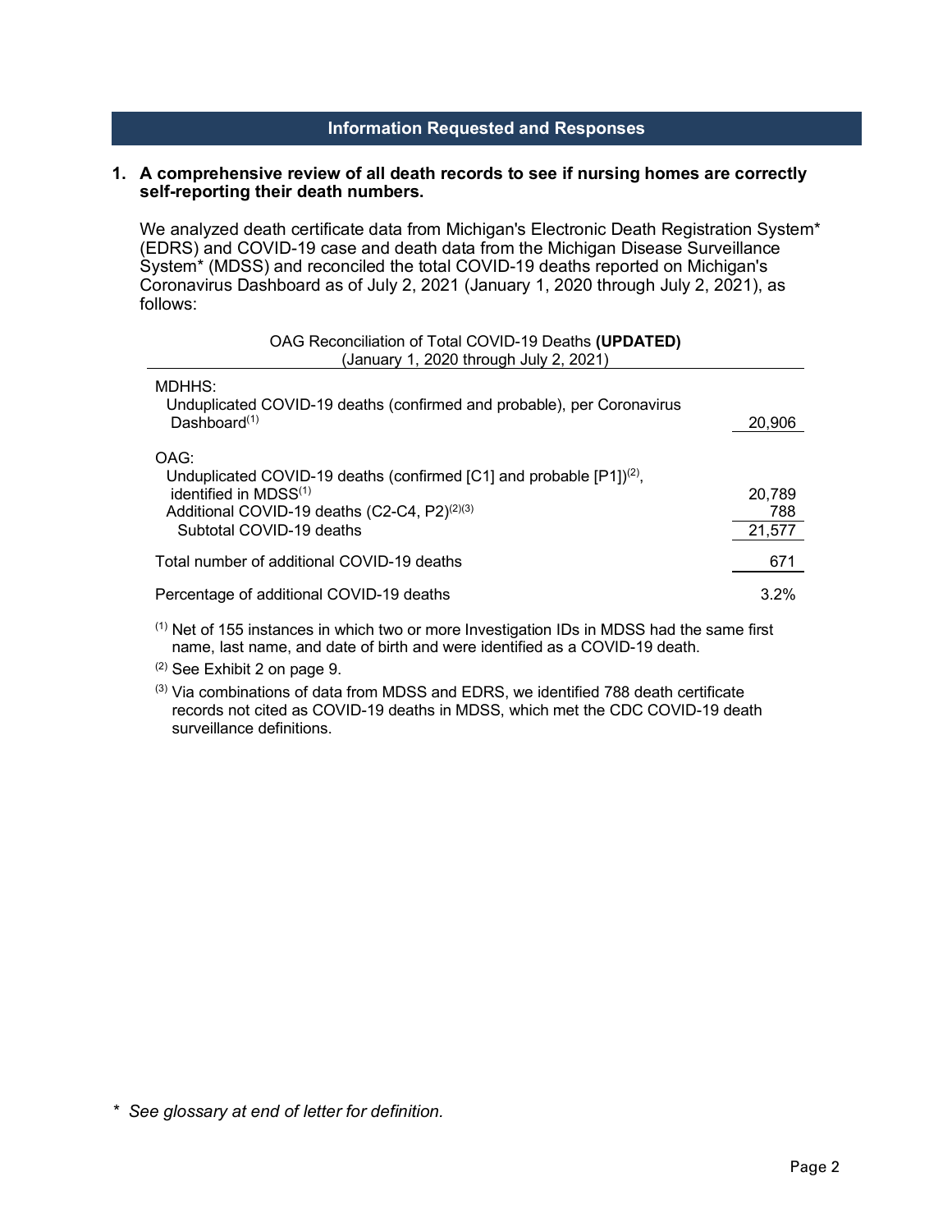## Information Requested and Responses

**1. A comprehensive review of all death records to see if nursing homes are correctly self-reporting their death numbers.**

We analyzed death certificate data from Michigan's Electronic Death Registration System* (EDRS) and COVID-19 case and death data from the Michigan Disease Surveillance System* (MDSS) and reconciled the total COVID-19 deaths reported on Michigan's Coronavirus Dashboard as of July 2, 2021 (January 1, 2020 through July 2, 2021), as follows:

OAG Reconciliation of Total COVID-19 Deaths **(UPDATED)**
(January 1, 2020 through July 2, 2021)

| | |
|---|---|
| MDHHS: | |
| Unduplicated COVID-19 deaths (confirmed and probable), per Coronavirus Dashboard[1] | 20,906 |
| OAG: | |
| Unduplicated COVID-19 deaths (confirmed [C1] and probable [P1])[2], identified in MDSS[1] | 20,789 |
| Additional COVID-19 deaths (C2-C4, P2)[2][3] | 788 |
| Subtotal COVID-19 deaths | 21,577 |
| Total number of additional COVID-19 deaths | 671 |
| Percentage of additional COVID-19 deaths | 3.2% |

[1] Net of 155 instances in which two or more Investigation IDs in MDSS had the same first name, last name, and date of birth and were identified as a COVID-19 death.

[2] See Exhibit 2 on page 9.

[3] Via combinations of data from MDSS and EDRS, we identified 788 death certificate records not cited as COVID-19 deaths in MDSS, which met the CDC COVID-19 death surveillance definitions.

* *See glossary at end of letter for definition.*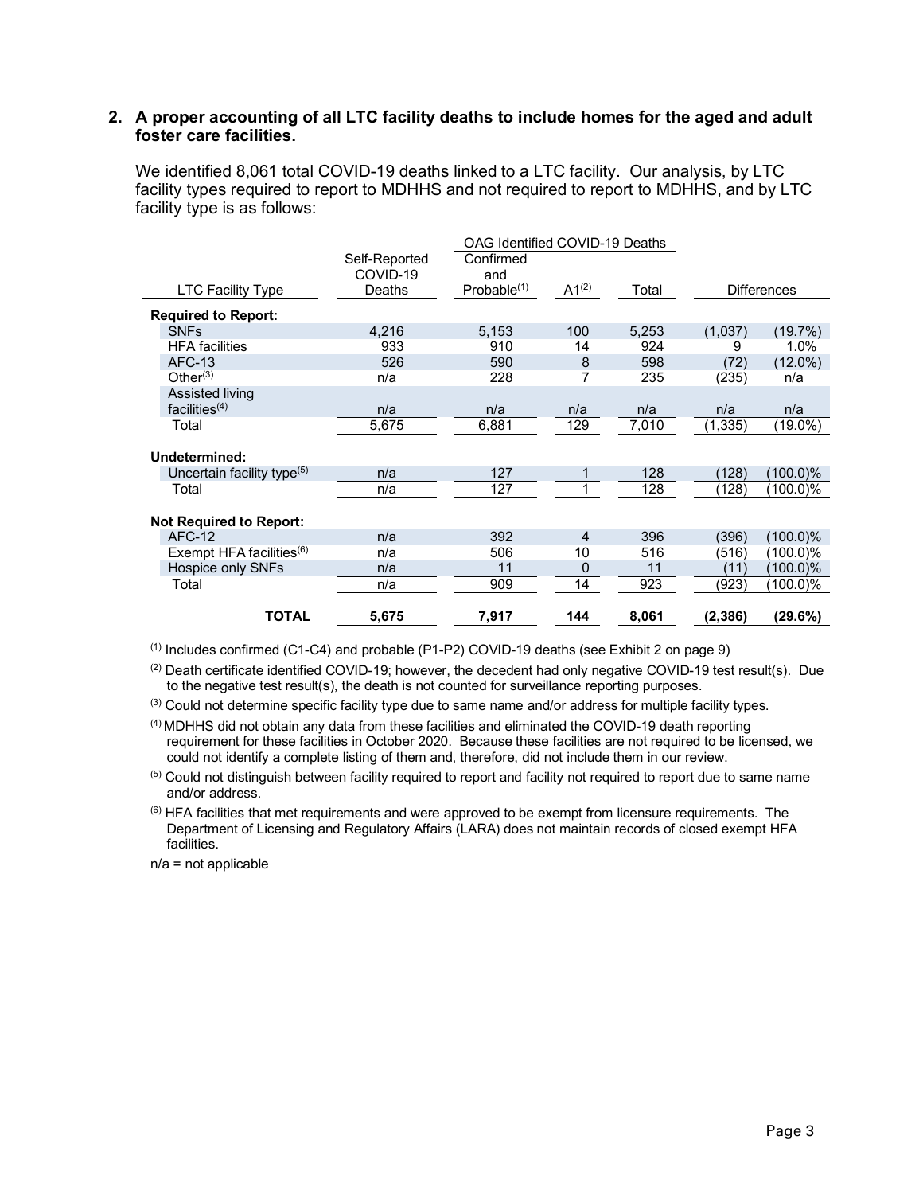**2. A proper accounting of all LTC facility deaths to include homes for the aged and adult foster care facilities.**

We identified 8,061 total COVID-19 deaths linked to a LTC facility. Our analysis, by LTC facility types required to report to MDHHS and not required to report to MDHHS, and by LTC facility type is as follows:

| LTC Facility Type | Self-Reported COVID-19 Deaths | OAG Identified COVID-19 Deaths | | | Differences | |
|---|---|---|---|---|---|---|
| | | Confirmed and Probable[(1)] | A1[(2)] | Total | | |
| **Required to Report:** | | | | | | |
| SNFs | 4,216 | 5,153 | 100 | 5,253 | (1,037) | (19.7%) |
| HFA facilities | 933 | 910 | 14 | 924 | 9 | 1.0% |
| AFC-13 | 526 | 590 | 8 | 598 | (72) | (12.0%) |
| Other[(3)] | n/a | 228 | 7 | 235 | (235) | n/a |
| Assisted living facilities[(4)] | n/a | n/a | n/a | n/a | n/a | n/a |
| Total | 5,675 | 6,881 | 129 | 7,010 | (1,335) | (19.0%) |
| **Undetermined:** | | | | | | |
| Uncertain facility type[(5)] | n/a | 127 | 1 | 128 | (128) | (100.0)% |
| Total | n/a | 127 | 1 | 128 | (128) | (100.0)% |
| **Not Required to Report:** | | | | | | |
| AFC-12 | n/a | 392 | 4 | 396 | (396) | (100.0)% |
| Exempt HFA facilities[(6)] | n/a | 506 | 10 | 516 | (516) | (100.0)% |
| Hospice only SNFs | n/a | 11 | 0 | 11 | (11) | (100.0)% |
| Total | n/a | 909 | 14 | 923 | (923) | (100.0)% |
| **TOTAL** | **5,675** | **7,917** | **144** | **8,061** | **(2,386)** | **(29.6%)** |

[(1)] Includes confirmed (C1-C4) and probable (P1-P2) COVID-19 deaths (see Exhibit 2 on page 9)

[(2)] Death certificate identified COVID-19; however, the decedent had only negative COVID-19 test result(s). Due to the negative test result(s), the death is not counted for surveillance reporting purposes.

[(3)] Could not determine specific facility type due to same name and/or address for multiple facility types.

[(4)] MDHHS did not obtain any data from these facilities and eliminated the COVID-19 death reporting requirement for these facilities in October 2020. Because these facilities are not required to be licensed, we could not identify a complete listing of them and, therefore, did not include them in our review.

[(5)] Could not distinguish between facility required to report and facility not required to report due to same name and/or address.

[(6)] HFA facilities that met requirements and were approved to be exempt from licensure requirements. The Department of Licensing and Regulatory Affairs (LARA) does not maintain records of closed exempt HFA facilities.

n/a = not applicable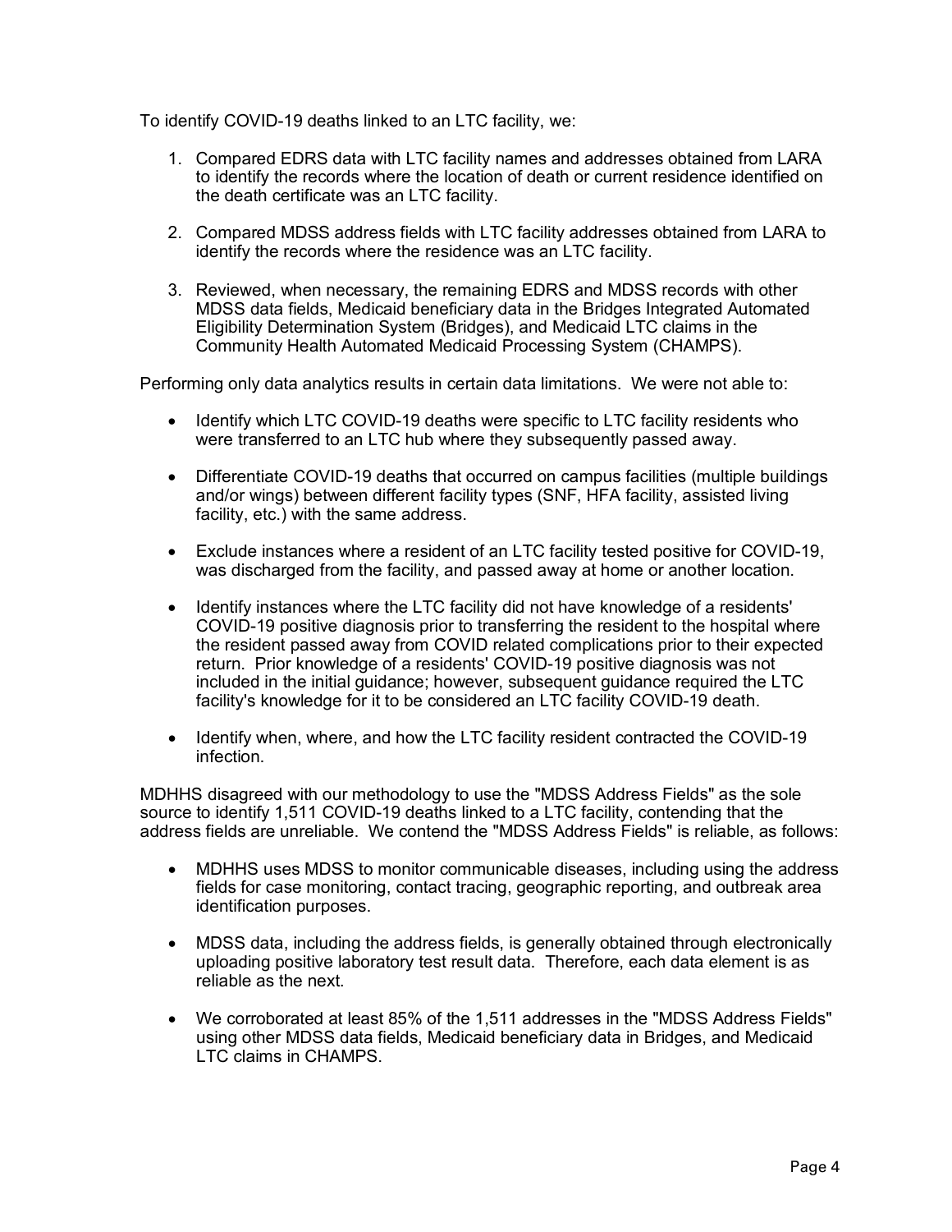To identify COVID-19 deaths linked to an LTC facility, we:

1. Compared EDRS data with LTC facility names and addresses obtained from LARA to identify the records where the location of death or current residence identified on the death certificate was an LTC facility.

2. Compared MDSS address fields with LTC facility addresses obtained from LARA to identify the records where the residence was an LTC facility.

3. Reviewed, when necessary, the remaining EDRS and MDSS records with other MDSS data fields, Medicaid beneficiary data in the Bridges Integrated Automated Eligibility Determination System (Bridges), and Medicaid LTC claims in the Community Health Automated Medicaid Processing System (CHAMPS).

Performing only data analytics results in certain data limitations. We were not able to:

- Identify which LTC COVID-19 deaths were specific to LTC facility residents who were transferred to an LTC hub where they subsequently passed away.

- Differentiate COVID-19 deaths that occurred on campus facilities (multiple buildings and/or wings) between different facility types (SNF, HFA facility, assisted living facility, etc.) with the same address.

- Exclude instances where a resident of an LTC facility tested positive for COVID-19, was discharged from the facility, and passed away at home or another location.

- Identify instances where the LTC facility did not have knowledge of a residents' COVID-19 positive diagnosis prior to transferring the resident to the hospital where the resident passed away from COVID related complications prior to their expected return. Prior knowledge of a residents' COVID-19 positive diagnosis was not included in the initial guidance; however, subsequent guidance required the LTC facility's knowledge for it to be considered an LTC facility COVID-19 death.

- Identify when, where, and how the LTC facility resident contracted the COVID-19 infection.

MDHHS disagreed with our methodology to use the "MDSS Address Fields" as the sole source to identify 1,511 COVID-19 deaths linked to a LTC facility, contending that the address fields are unreliable. We contend the "MDSS Address Fields" is reliable, as follows:

- MDHHS uses MDSS to monitor communicable diseases, including using the address fields for case monitoring, contact tracing, geographic reporting, and outbreak area identification purposes.

- MDSS data, including the address fields, is generally obtained through electronically uploading positive laboratory test result data. Therefore, each data element is as reliable as the next.

- We corroborated at least 85% of the 1,511 addresses in the "MDSS Address Fields" using other MDSS data fields, Medicaid beneficiary data in Bridges, and Medicaid LTC claims in CHAMPS.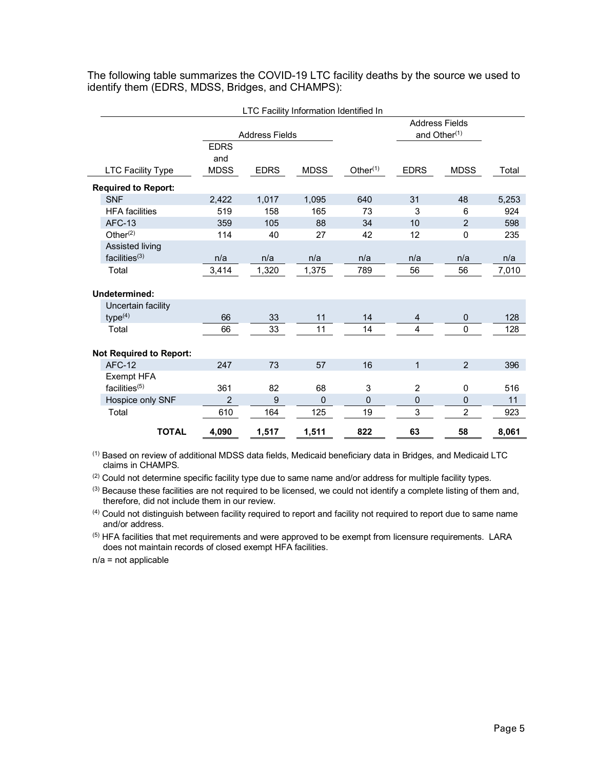The following table summarizes the COVID-19 LTC facility deaths by the source we used to identify them (EDRS, MDSS, Bridges, and CHAMPS):

| | LTC Facility Information Identified In | | | | | | |
|---|---|---|---|---|---|---|---|
| | Address Fields | | | | Address Fields and Other[(1)] | | |
| LTC Facility Type | EDRS and MDSS | EDRS | MDSS | Other[(1)] | EDRS | MDSS | Total |
| **Required to Report:** | | | | | | | |
| SNF | 2,422 | 1,017 | 1,095 | 640 | 31 | 48 | 5,253 |
| HFA facilities | 519 | 158 | 165 | 73 | 3 | 6 | 924 |
| AFC-13 | 359 | 105 | 88 | 34 | 10 | 2 | 598 |
| Other[(2)] | 114 | 40 | 27 | 42 | 12 | 0 | 235 |
| Assisted living facilities[(3)] | n/a | n/a | n/a | n/a | n/a | n/a | n/a |
| Total | 3,414 | 1,320 | 1,375 | 789 | 56 | 56 | 7,010 |
| **Undetermined:** | | | | | | | |
| Uncertain facility type[(4)] | 66 | 33 | 11 | 14 | 4 | 0 | 128 |
| Total | 66 | 33 | 11 | 14 | 4 | 0 | 128 |
| **Not Required to Report:** | | | | | | | |
| AFC-12 | 247 | 73 | 57 | 16 | 1 | 2 | 396 |
| Exempt HFA facilities[(5)] | 361 | 82 | 68 | 3 | 2 | 0 | 516 |
| Hospice only SNF | 2 | 9 | 0 | 0 | 0 | 0 | 11 |
| Total | 610 | 164 | 125 | 19 | 3 | 2 | 923 |
| **TOTAL** | **4,090** | **1,517** | **1,511** | **822** | **63** | **58** | **8,061** |

[(1)] Based on review of additional MDSS data fields, Medicaid beneficiary data in Bridges, and Medicaid LTC claims in CHAMPS.

[(2)] Could not determine specific facility type due to same name and/or address for multiple facility types.

[(3)] Because these facilities are not required to be licensed, we could not identify a complete listing of them and, therefore, did not include them in our review.

[(4)] Could not distinguish between facility required to report and facility not required to report due to same name and/or address.

[(5)] HFA facilities that met requirements and were approved to be exempt from licensure requirements. LARA does not maintain records of closed exempt HFA facilities.

n/a = not applicable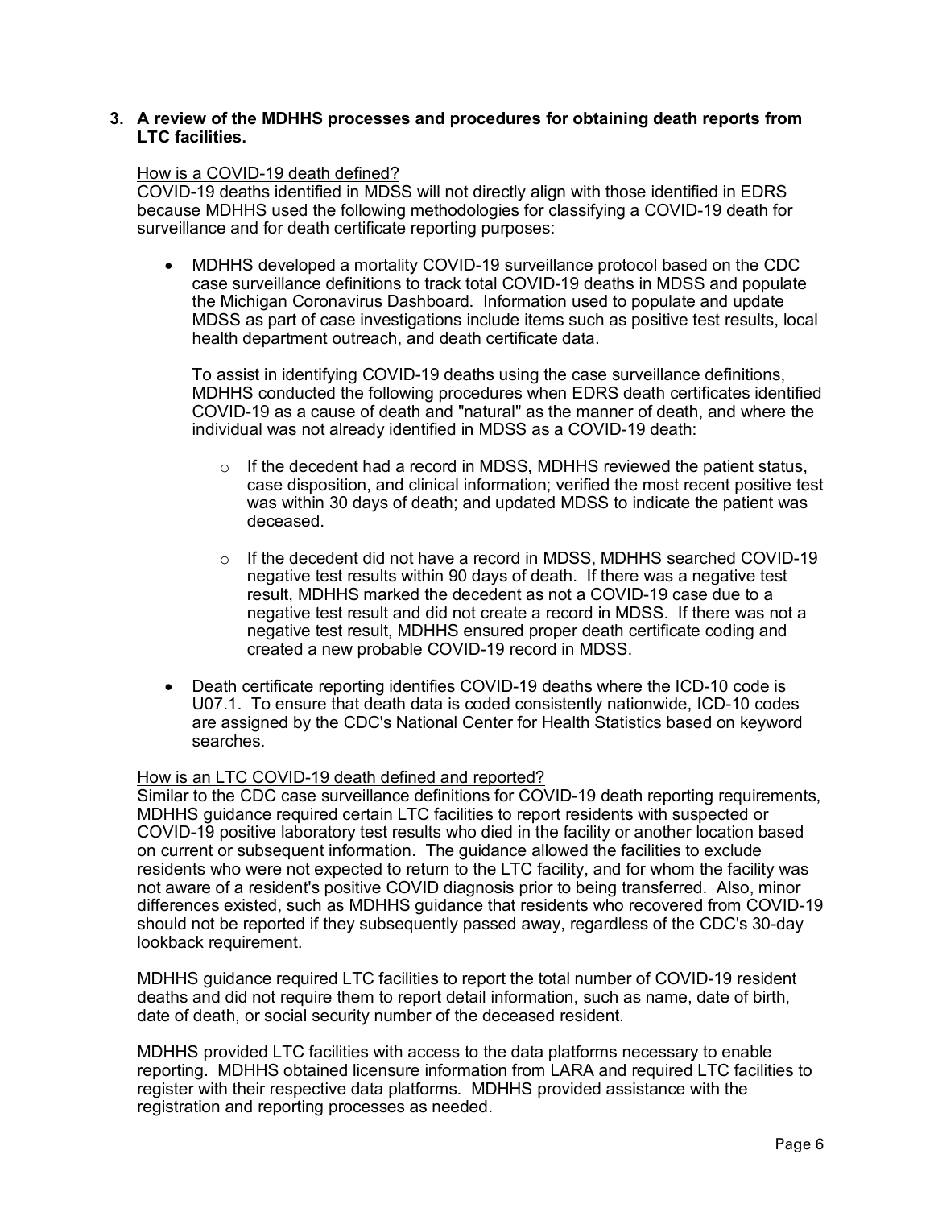**3. A review of the MDHHS processes and procedures for obtaining death reports from LTC facilities.**

How is a COVID-19 death defined?

COVID-19 deaths identified in MDSS will not directly align with those identified in EDRS because MDHHS used the following methodologies for classifying a COVID-19 death for surveillance and for death certificate reporting purposes:

- MDHHS developed a mortality COVID-19 surveillance protocol based on the CDC case surveillance definitions to track total COVID-19 deaths in MDSS and populate the Michigan Coronavirus Dashboard. Information used to populate and update MDSS as part of case investigations include items such as positive test results, local health department outreach, and death certificate data.

  To assist in identifying COVID-19 deaths using the case surveillance definitions, MDHHS conducted the following procedures when EDRS death certificates identified COVID-19 as a cause of death and "natural" as the manner of death, and where the individual was not already identified in MDSS as a COVID-19 death:

  - If the decedent had a record in MDSS, MDHHS reviewed the patient status, case disposition, and clinical information; verified the most recent positive test was within 30 days of death; and updated MDSS to indicate the patient was deceased.

  - If the decedent did not have a record in MDSS, MDHHS searched COVID-19 negative test results within 90 days of death. If there was a negative test result, MDHHS marked the decedent as not a COVID-19 case due to a negative test result and did not create a record in MDSS. If there was not a negative test result, MDHHS ensured proper death certificate coding and created a new probable COVID-19 record in MDSS.

- Death certificate reporting identifies COVID-19 deaths where the ICD-10 code is U07.1. To ensure that death data is coded consistently nationwide, ICD-10 codes are assigned by the CDC's National Center for Health Statistics based on keyword searches.

How is an LTC COVID-19 death defined and reported?

Similar to the CDC case surveillance definitions for COVID-19 death reporting requirements, MDHHS guidance required certain LTC facilities to report residents with suspected or COVID-19 positive laboratory test results who died in the facility or another location based on current or subsequent information. The guidance allowed the facilities to exclude residents who were not expected to return to the LTC facility, and for whom the facility was not aware of a resident's positive COVID diagnosis prior to being transferred. Also, minor differences existed, such as MDHHS guidance that residents who recovered from COVID-19 should not be reported if they subsequently passed away, regardless of the CDC's 30-day lookback requirement.

MDHHS guidance required LTC facilities to report the total number of COVID-19 resident deaths and did not require them to report detail information, such as name, date of birth, date of death, or social security number of the deceased resident.

MDHHS provided LTC facilities with access to the data platforms necessary to enable reporting. MDHHS obtained licensure information from LARA and required LTC facilities to register with their respective data platforms. MDHHS provided assistance with the registration and reporting processes as needed.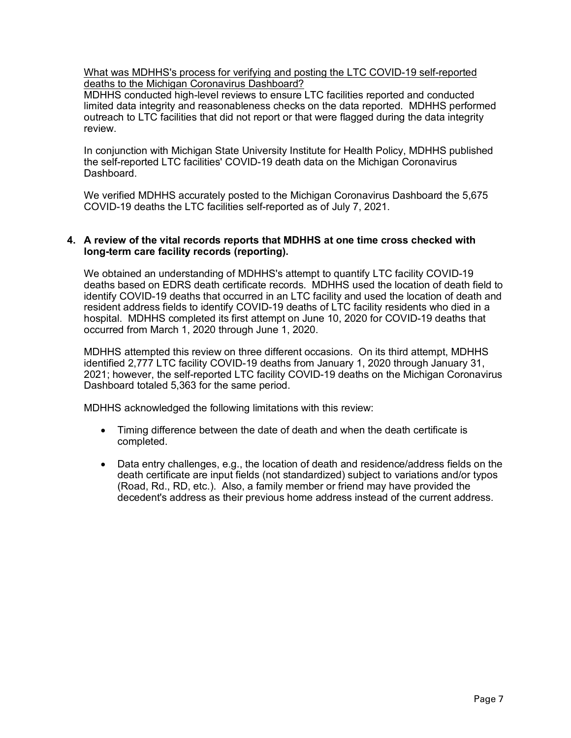<u>What was MDHHS's process for verifying and posting the LTC COVID-19 self-reported deaths to the Michigan Coronavirus Dashboard?</u>
MDHHS conducted high-level reviews to ensure LTC facilities reported and conducted limited data integrity and reasonableness checks on the data reported. MDHHS performed outreach to LTC facilities that did not report or that were flagged during the data integrity review.

In conjunction with Michigan State University Institute for Health Policy, MDHHS published the self-reported LTC facilities' COVID-19 death data on the Michigan Coronavirus Dashboard.

We verified MDHHS accurately posted to the Michigan Coronavirus Dashboard the 5,675 COVID-19 deaths the LTC facilities self-reported as of July 7, 2021.

**4. A review of the vital records reports that MDHHS at one time cross checked with long-term care facility records (reporting).**

We obtained an understanding of MDHHS's attempt to quantify LTC facility COVID-19 deaths based on EDRS death certificate records. MDHHS used the location of death field to identify COVID-19 deaths that occurred in an LTC facility and used the location of death and resident address fields to identify COVID-19 deaths of LTC facility residents who died in a hospital. MDHHS completed its first attempt on June 10, 2020 for COVID-19 deaths that occurred from March 1, 2020 through June 1, 2020.

MDHHS attempted this review on three different occasions. On its third attempt, MDHHS identified 2,777 LTC facility COVID-19 deaths from January 1, 2020 through January 31, 2021; however, the self-reported LTC facility COVID-19 deaths on the Michigan Coronavirus Dashboard totaled 5,363 for the same period.

MDHHS acknowledged the following limitations with this review:

- Timing difference between the date of death and when the death certificate is completed.

- Data entry challenges, e.g., the location of death and residence/address fields on the death certificate are input fields (not standardized) subject to variations and/or typos (Road, Rd., RD, etc.). Also, a family member or friend may have provided the decedent's address as their previous home address instead of the current address.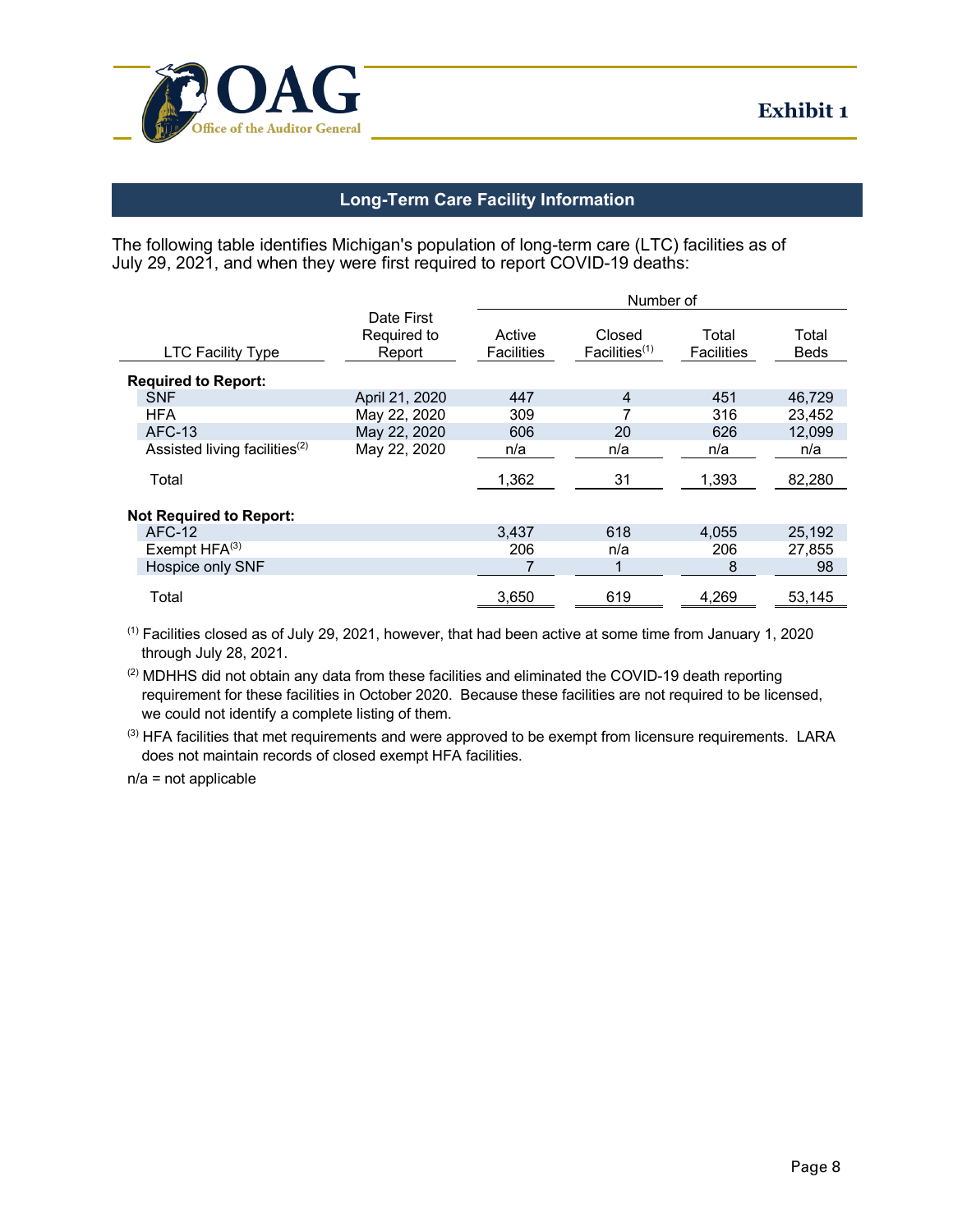# Exhibit 1

## Long-Term Care Facility Information

The following table identifies Michigan's population of long-term care (LTC) facilities as of July 29, 2021, and when they were first required to report COVID-19 deaths:

| | | Number of | | | |
|---|---|---|---|---|---|
| LTC Facility Type | Date First Required to Report | Active Facilities | Closed Facilities[1] | Total Facilities | Total Beds |
| **Required to Report:** | | | | | |
| SNF | April 21, 2020 | 447 | 4 | 451 | 46,729 |
| HFA | May 22, 2020 | 309 | 7 | 316 | 23,452 |
| AFC-13 | May 22, 2020 | 606 | 20 | 626 | 12,099 |
| Assisted living facilities[2] | May 22, 2020 | n/a | n/a | n/a | n/a |
| Total | | 1,362 | 31 | 1,393 | 82,280 |
| **Not Required to Report:** | | | | | |
| AFC-12 | | 3,437 | 618 | 4,055 | 25,192 |
| Exempt HFA[3] | | 206 | n/a | 206 | 27,855 |
| Hospice only SNF | | 7 | 1 | 8 | 98 |
| Total | | 3,650 | 619 | 4,269 | 53,145 |

[1] Facilities closed as of July 29, 2021, however, that had been active at some time from January 1, 2020 through July 28, 2021.

[2] MDHHS did not obtain any data from these facilities and eliminated the COVID-19 death reporting requirement for these facilities in October 2020. Because these facilities are not required to be licensed, we could not identify a complete listing of them.

[3] HFA facilities that met requirements and were approved to be exempt from licensure requirements. LARA does not maintain records of closed exempt HFA facilities.

n/a = not applicable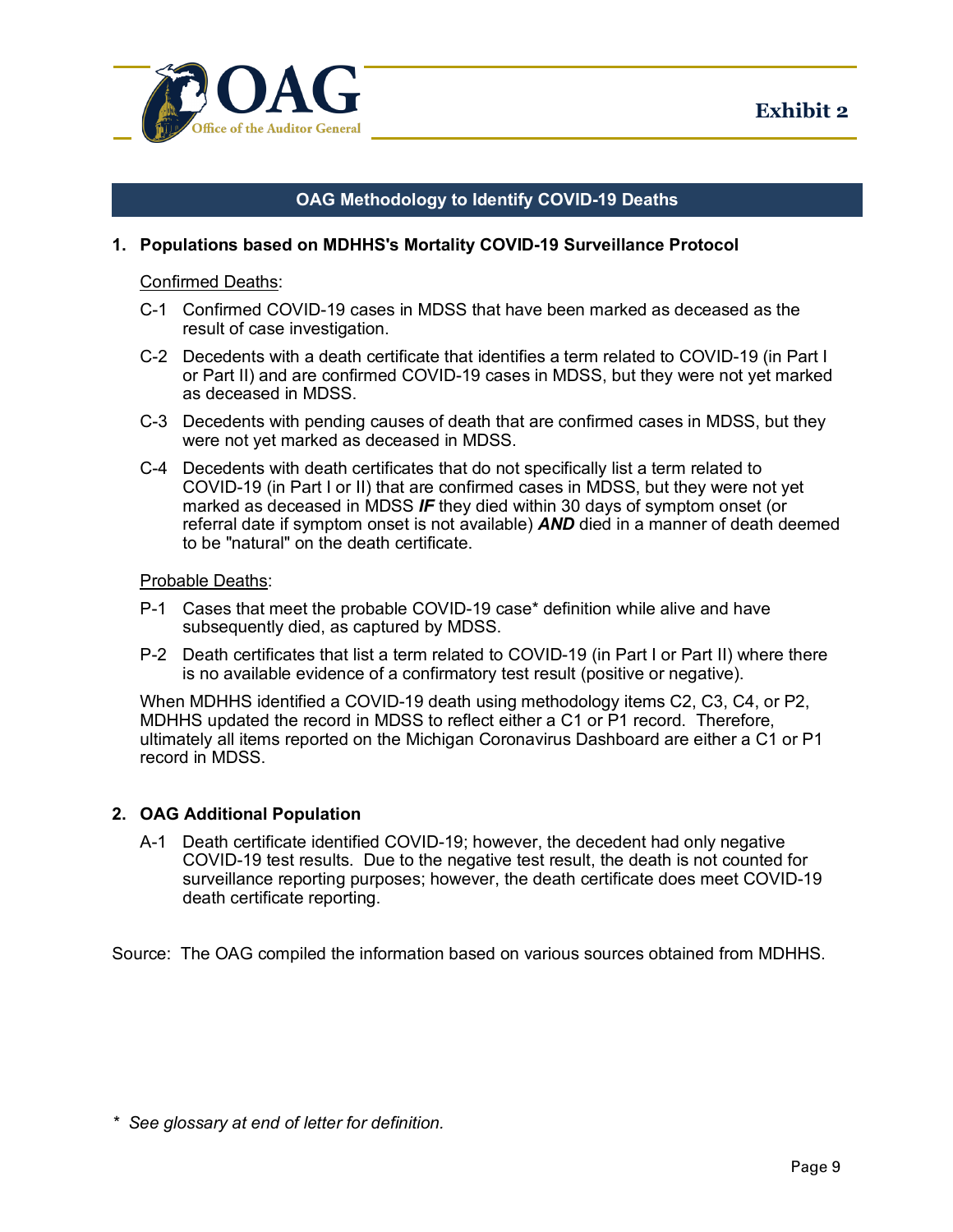**Exhibit 2**

## OAG Methodology to Identify COVID-19 Deaths

### 1. Populations based on MDHHS's Mortality COVID-19 Surveillance Protocol

<u>Confirmed Deaths</u>:

- C-1 Confirmed COVID-19 cases in MDSS that have been marked as deceased as the result of case investigation.
- C-2 Decedents with a death certificate that identifies a term related to COVID-19 (in Part I or Part II) and are confirmed COVID-19 cases in MDSS, but they were not yet marked as deceased in MDSS.
- C-3 Decedents with pending causes of death that are confirmed cases in MDSS, but they were not yet marked as deceased in MDSS.
- C-4 Decedents with death certificates that do not specifically list a term related to COVID-19 (in Part I or II) that are confirmed cases in MDSS, but they were not yet marked as deceased in MDSS ***IF*** they died within 30 days of symptom onset (or referral date if symptom onset is not available) ***AND*** died in a manner of death deemed to be "natural" on the death certificate.

<u>Probable Deaths</u>:

- P-1 Cases that meet the probable COVID-19 case* definition while alive and have subsequently died, as captured by MDSS.
- P-2 Death certificates that list a term related to COVID-19 (in Part I or Part II) where there is no available evidence of a confirmatory test result (positive or negative).

When MDHHS identified a COVID-19 death using methodology items C2, C3, C4, or P2, MDHHS updated the record in MDSS to reflect either a C1 or P1 record. Therefore, ultimately all items reported on the Michigan Coronavirus Dashboard are either a C1 or P1 record in MDSS.

### 2. OAG Additional Population

- A-1 Death certificate identified COVID-19; however, the decedent had only negative COVID-19 test results. Due to the negative test result, the death is not counted for surveillance reporting purposes; however, the death certificate does meet COVID-19 death certificate reporting.

Source: The OAG compiled the information based on various sources obtained from MDHHS.

\* *See glossary at end of letter for definition.*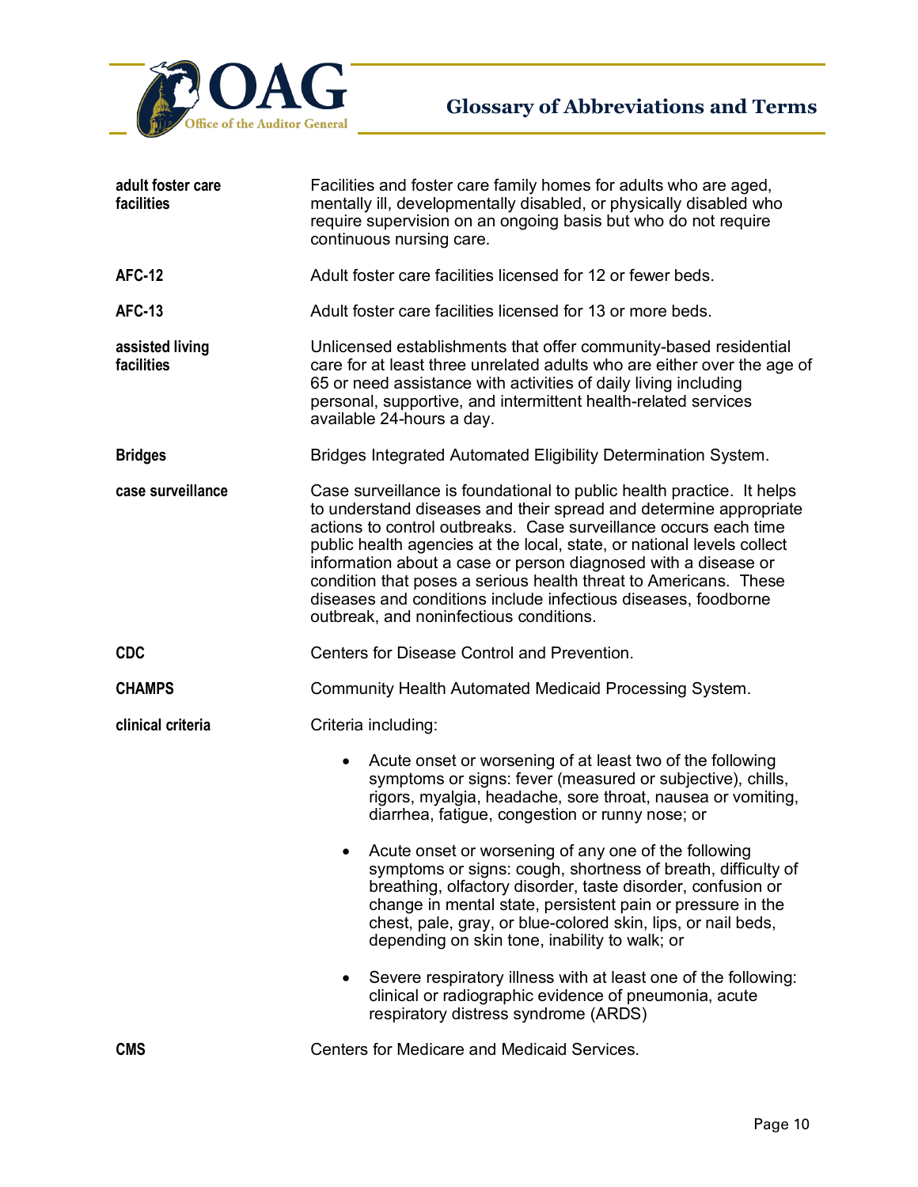## Glossary of Abbreviations and Terms

**adult foster care facilities** — Facilities and foster care family homes for adults who are aged, mentally ill, developmentally disabled, or physically disabled who require supervision on an ongoing basis but who do not require continuous nursing care.

**AFC-12** — Adult foster care facilities licensed for 12 or fewer beds.

**AFC-13** — Adult foster care facilities licensed for 13 or more beds.

**assisted living facilities** — Unlicensed establishments that offer community-based residential care for at least three unrelated adults who are either over the age of 65 or need assistance with activities of daily living including personal, supportive, and intermittent health-related services available 24-hours a day.

**Bridges** — Bridges Integrated Automated Eligibility Determination System.

**case surveillance** — Case surveillance is foundational to public health practice. It helps to understand diseases and their spread and determine appropriate actions to control outbreaks. Case surveillance occurs each time public health agencies at the local, state, or national levels collect information about a case or person diagnosed with a disease or condition that poses a serious health threat to Americans. These diseases and conditions include infectious diseases, foodborne outbreak, and noninfectious conditions.

**CDC** — Centers for Disease Control and Prevention.

**CHAMPS** — Community Health Automated Medicaid Processing System.

**clinical criteria** — Criteria including:

- Acute onset or worsening of at least two of the following symptoms or signs: fever (measured or subjective), chills, rigors, myalgia, headache, sore throat, nausea or vomiting, diarrhea, fatigue, congestion or runny nose; or
- Acute onset or worsening of any one of the following symptoms or signs: cough, shortness of breath, difficulty of breathing, olfactory disorder, taste disorder, confusion or change in mental state, persistent pain or pressure in the chest, pale, gray, or blue-colored skin, lips, or nail beds, depending on skin tone, inability to walk; or
- Severe respiratory illness with at least one of the following: clinical or radiographic evidence of pneumonia, acute respiratory distress syndrome (ARDS)

**CMS** — Centers for Medicare and Medicaid Services.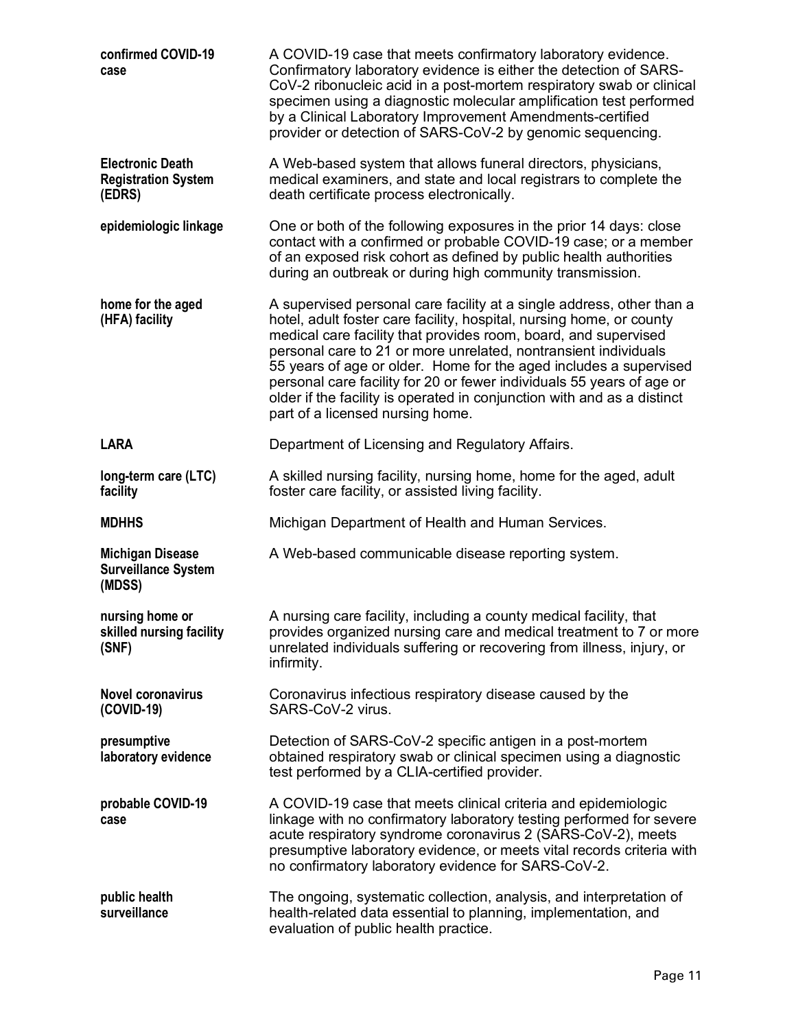| | |
|---|---|
| **confirmed COVID-19 case** | A COVID-19 case that meets confirmatory laboratory evidence. Confirmatory laboratory evidence is either the detection of SARS-CoV-2 ribonucleic acid in a post-mortem respiratory swab or clinical specimen using a diagnostic molecular amplification test performed by a Clinical Laboratory Improvement Amendments-certified provider or detection of SARS-CoV-2 by genomic sequencing. |
| **Electronic Death Registration System (EDRS)** | A Web-based system that allows funeral directors, physicians, medical examiners, and state and local registrars to complete the death certificate process electronically. |
| **epidemiologic linkage** | One or both of the following exposures in the prior 14 days: close contact with a confirmed or probable COVID-19 case; or a member of an exposed risk cohort as defined by public health authorities during an outbreak or during high community transmission. |
| **home for the aged (HFA) facility** | A supervised personal care facility at a single address, other than a hotel, adult foster care facility, hospital, nursing home, or county medical care facility that provides room, board, and supervised personal care to 21 or more unrelated, nontransient individuals 55 years of age or older. Home for the aged includes a supervised personal care facility for 20 or fewer individuals 55 years of age or older if the facility is operated in conjunction with and as a distinct part of a licensed nursing home. |
| **LARA** | Department of Licensing and Regulatory Affairs. |
| **long-term care (LTC) facility** | A skilled nursing facility, nursing home, home for the aged, adult foster care facility, or assisted living facility. |
| **MDHHS** | Michigan Department of Health and Human Services. |
| **Michigan Disease Surveillance System (MDSS)** | A Web-based communicable disease reporting system. |
| **nursing home or skilled nursing facility (SNF)** | A nursing care facility, including a county medical facility, that provides organized nursing care and medical treatment to 7 or more unrelated individuals suffering or recovering from illness, injury, or infirmity. |
| **Novel coronavirus (COVID-19)** | Coronavirus infectious respiratory disease caused by the SARS-CoV-2 virus. |
| **presumptive laboratory evidence** | Detection of SARS-CoV-2 specific antigen in a post-mortem obtained respiratory swab or clinical specimen using a diagnostic test performed by a CLIA-certified provider. |
| **probable COVID-19 case** | A COVID-19 case that meets clinical criteria and epidemiologic linkage with no confirmatory laboratory testing performed for severe acute respiratory syndrome coronavirus 2 (SARS-CoV-2), meets presumptive laboratory evidence, or meets vital records criteria with no confirmatory laboratory evidence for SARS-CoV-2. |
| **public health surveillance** | The ongoing, systematic collection, analysis, and interpretation of health-related data essential to planning, implementation, and evaluation of public health practice. |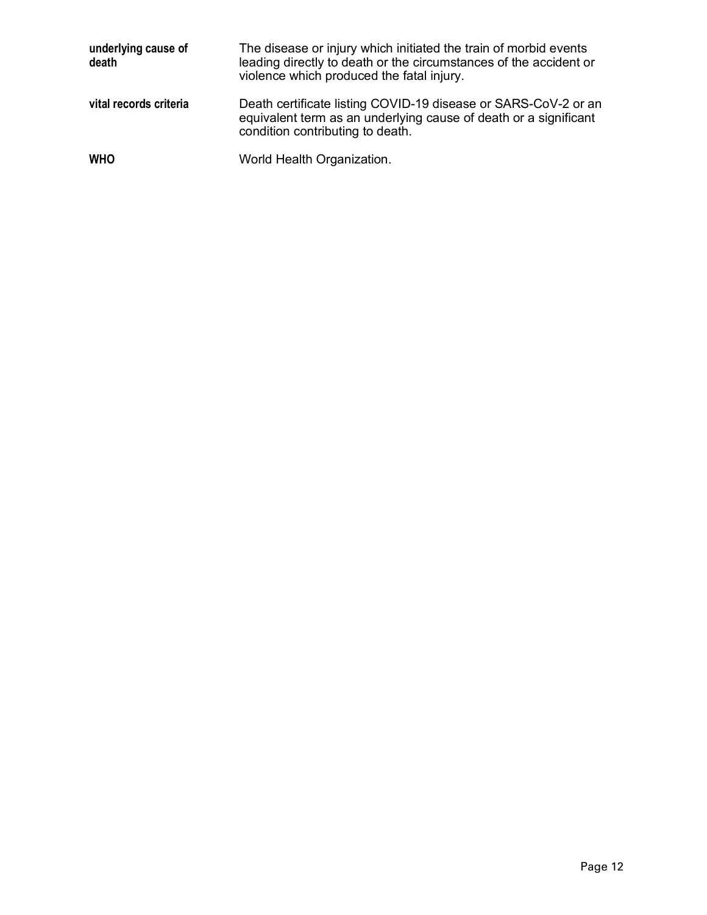| | |
|---|---|
| **underlying cause of death** | The disease or injury which initiated the train of morbid events leading directly to death or the circumstances of the accident or violence which produced the fatal injury. |
| **vital records criteria** | Death certificate listing COVID-19 disease or SARS-CoV-2 or an equivalent term as an underlying cause of death or a significant condition contributing to death. |
| **WHO** | World Health Organization. |